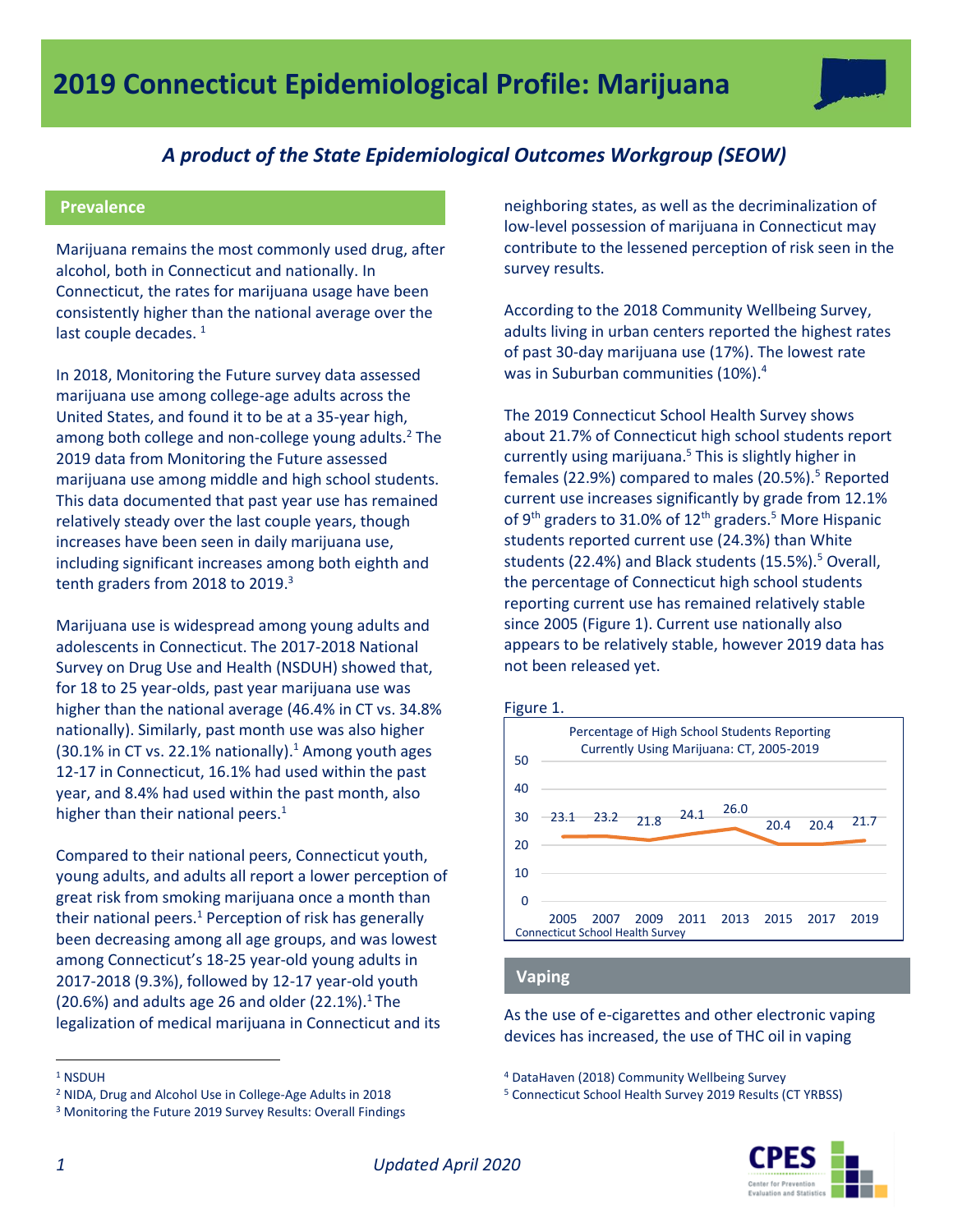# 2019 Connecticut Epidemiological Profile: Marijuana

*A product of the State Epidemiological Outcomes Workgroup (SEOW)*

## Prevalence

Marijuana remains the most commonly used drug, after alcohol, both in Connecticut and nationally. In Connecticut, the rates for marijuana usage have been consistently higher than the national average over the last couple decades. [1]

In 2018, Monitoring the Future survey data assessed marijuana use among college-age adults across the United States, and found it to be at a 35-year high, among both college and non-college young adults.[2] The 2019 data from Monitoring the Future assessed marijuana use among middle and high school students. This data documented that past year use has remained relatively steady over the last couple years, though increases have been seen in daily marijuana use, including significant increases among both eighth and tenth graders from 2018 to 2019.[3]

Marijuana use is widespread among young adults and adolescents in Connecticut. The 2017-2018 National Survey on Drug Use and Health (NSDUH) showed that, for 18 to 25 year-olds, past year marijuana use was higher than the national average (46.4% in CT vs. 34.8% nationally). Similarly, past month use was also higher (30.1% in CT vs. 22.1% nationally).[1] Among youth ages 12-17 in Connecticut, 16.1% had used within the past year, and 8.4% had used within the past month, also higher than their national peers.[1]

Compared to their national peers, Connecticut youth, young adults, and adults all report a lower perception of great risk from smoking marijuana once a month than their national peers.[1] Perception of risk has generally been decreasing among all age groups, and was lowest among Connecticut's 18-25 year-old young adults in 2017-2018 (9.3%), followed by 12-17 year-old youth (20.6%) and adults age 26 and older (22.1%).[1] The legalization of medical marijuana in Connecticut and its neighboring states, as well as the decriminalization of low-level possession of marijuana in Connecticut may contribute to the lessened perception of risk seen in the survey results.

According to the 2018 Community Wellbeing Survey, adults living in urban centers reported the highest rates of past 30-day marijuana use (17%). The lowest rate was in Suburban communities (10%).[4]

The 2019 Connecticut School Health Survey shows about 21.7% of Connecticut high school students report currently using marijuana.[5] This is slightly higher in females (22.9%) compared to males (20.5%).[5] Reported current use increases significantly by grade from 12.1% of 9th graders to 31.0% of 12th graders.[5] More Hispanic students reported current use (24.3%) than White students (22.4%) and Black students (15.5%).[5] Overall, the percentage of Connecticut high school students reporting current use has remained relatively stable since 2005 (Figure 1). Current use nationally also appears to be relatively stable, however 2019 data has not been released yet.

Figure 1.

Percentage of High School Students Reporting Currently Using Marijuana: CT, 2005-2019

| Year | 2005 | 2007 | 2009 | 2011 | 2013 | 2015 | 2017 | 2019 |
|---|---|---|---|---|---|---|---|---|
| Percent | 23.1 | 23.2 | 21.8 | 24.1 | 26.0 | 20.4 | 20.4 | 21.7 |

Connecticut School Health Survey

## Vaping

As the use of e-cigarettes and other electronic vaping devices has increased, the use of THC oil in vaping

---

[1] NSDUH

[2] NIDA, Drug and Alcohol Use in College-Age Adults in 2018

[3] Monitoring the Future 2019 Survey Results: Overall Findings

[4] DataHaven (2018) Community Wellbeing Survey

[5] Connecticut School Health Survey 2019 Results (CT YRBSS)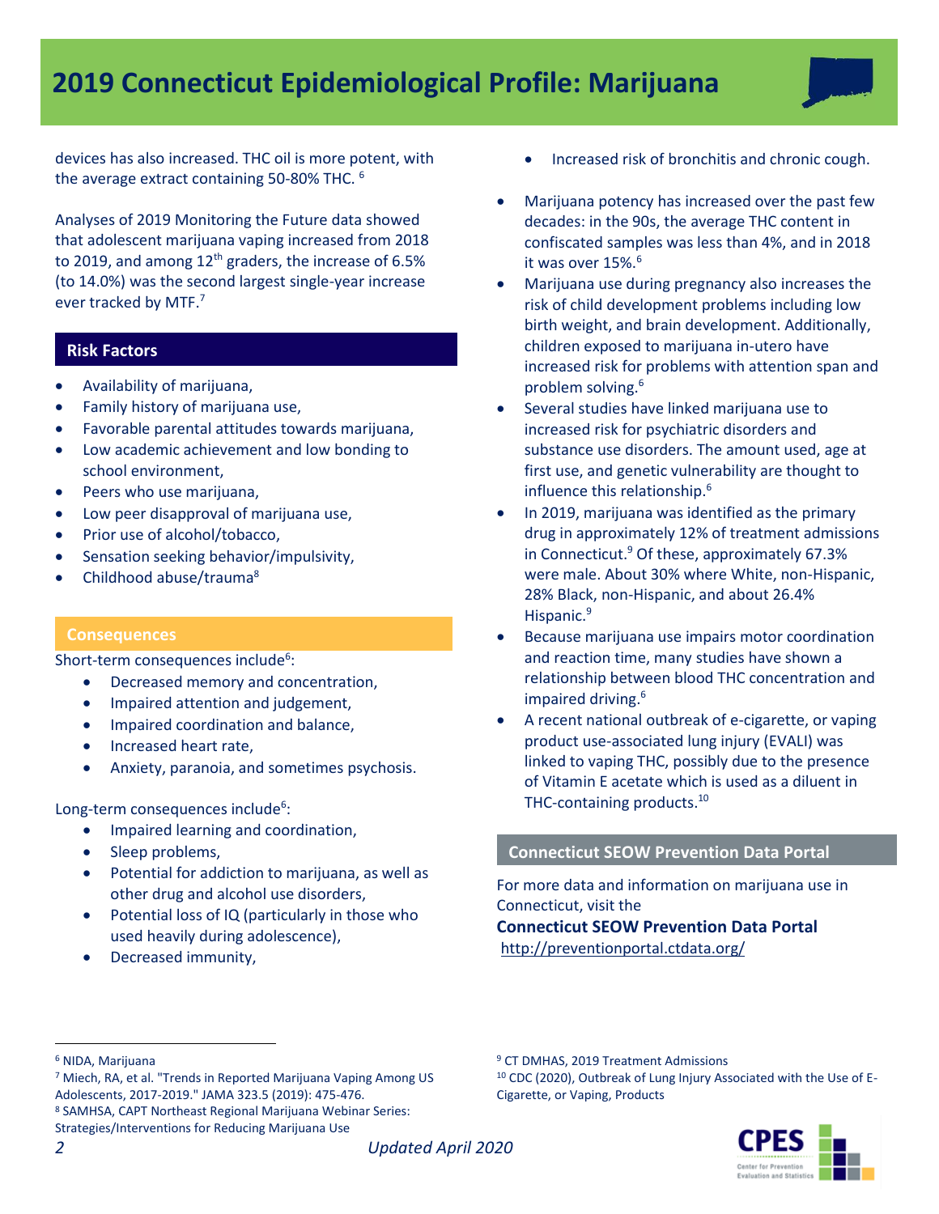# 2019 Connecticut Epidemiological Profile: Marijuana

devices has also increased. THC oil is more potent, with the average extract containing 50-80% THC. [6]

Analyses of 2019 Monitoring the Future data showed that adolescent marijuana vaping increased from 2018 to 2019, and among 12th graders, the increase of 6.5% (to 14.0%) was the second largest single-year increase ever tracked by MTF.[7]

## Risk Factors

- Availability of marijuana,
- Family history of marijuana use,
- Favorable parental attitudes towards marijuana,
- Low academic achievement and low bonding to school environment,
- Peers who use marijuana,
- Low peer disapproval of marijuana use,
- Prior use of alcohol/tobacco,
- Sensation seeking behavior/impulsivity,
- Childhood abuse/trauma[8]

## Consequences

Short-term consequences include[6]:

- Decreased memory and concentration,
- Impaired attention and judgement,
- Impaired coordination and balance,
- Increased heart rate,
- Anxiety, paranoia, and sometimes psychosis.

Long-term consequences include[6]:

- Impaired learning and coordination,
- Sleep problems,
- Potential for addiction to marijuana, as well as other drug and alcohol use disorders,
- Potential loss of IQ (particularly in those who used heavily during adolescence),
- Decreased immunity,
- Increased risk of bronchitis and chronic cough.

- Marijuana potency has increased over the past few decades: in the 90s, the average THC content in confiscated samples was less than 4%, and in 2018 it was over 15%.[6]
- Marijuana use during pregnancy also increases the risk of child development problems including low birth weight, and brain development. Additionally, children exposed to marijuana in-utero have increased risk for problems with attention span and problem solving.[6]
- Several studies have linked marijuana use to increased risk for psychiatric disorders and substance use disorders. The amount used, age at first use, and genetic vulnerability are thought to influence this relationship.[6]
- In 2019, marijuana was identified as the primary drug in approximately 12% of treatment admissions in Connecticut.[9] Of these, approximately 67.3% were male. About 30% where White, non-Hispanic, 28% Black, non-Hispanic, and about 26.4% Hispanic.[9]
- Because marijuana use impairs motor coordination and reaction time, many studies have shown a relationship between blood THC concentration and impaired driving.[6]
- A recent national outbreak of e-cigarette, or vaping product use-associated lung injury (EVALI) was linked to vaping THC, possibly due to the presence of Vitamin E acetate which is used as a diluent in THC-containing products.[10]

## Connecticut SEOW Prevention Data Portal

For more data and information on marijuana use in Connecticut, visit the

**Connecticut SEOW Prevention Data Portal**
http://preventionportal.ctdata.org/

---

[6] NIDA, Marijuana

[7] Miech, RA, et al. "Trends in Reported Marijuana Vaping Among US Adolescents, 2017-2019." JAMA 323.5 (2019): 475-476.

[8] SAMHSA, CAPT Northeast Regional Marijuana Webinar Series: Strategies/Interventions for Reducing Marijuana Use

[9] CT DMHAS, 2019 Treatment Admissions

[10] CDC (2020), Outbreak of Lung Injury Associated with the Use of E-Cigarette, or Vaping, Products

Updated April 2020